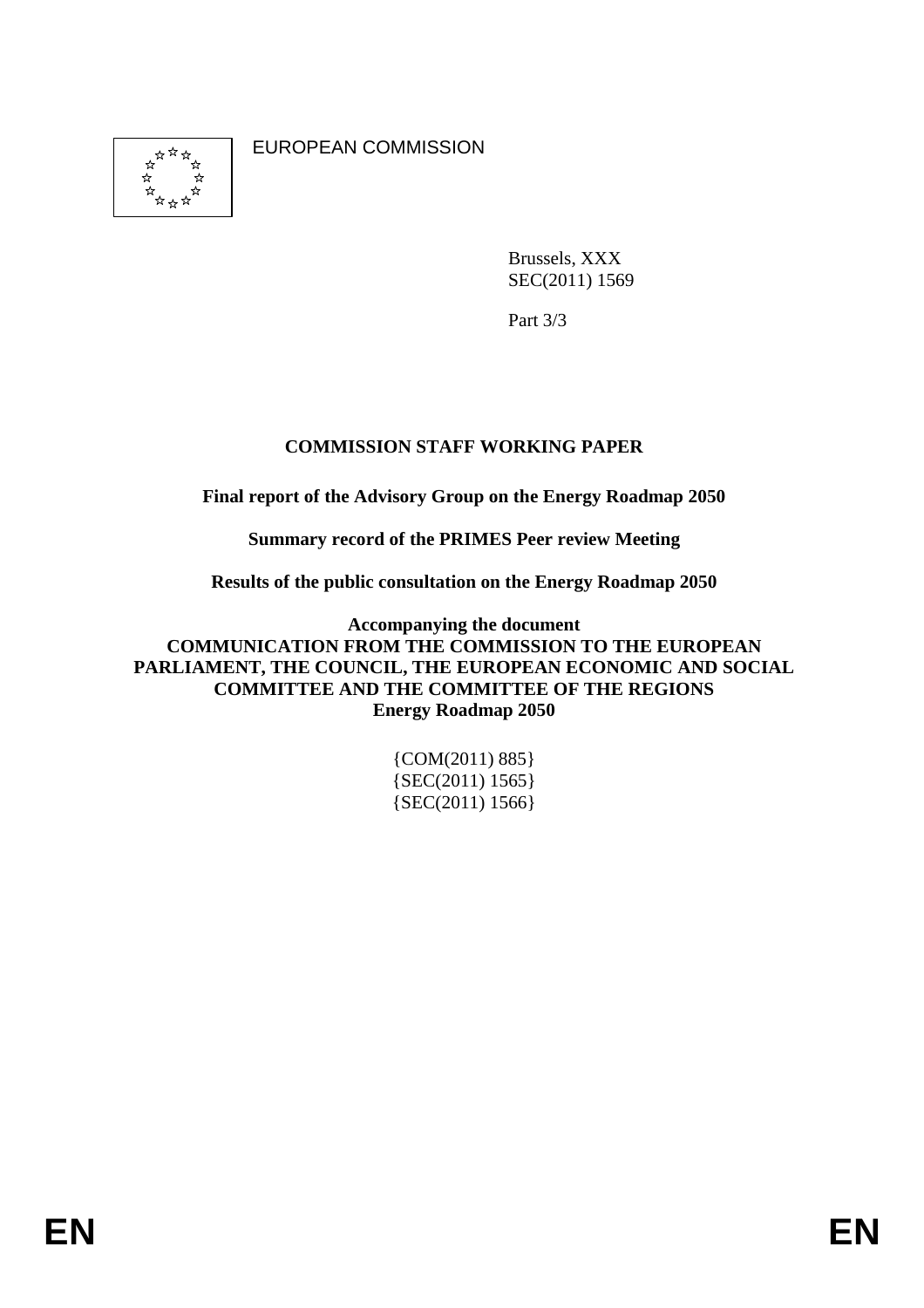EUROPEAN COMMISSION

Brussels, XXX
SEC(2011) 1569

Part 3/3

# COMMISSION STAFF WORKING PAPER

**Final report of the Advisory Group on the Energy Roadmap 2050**

**Summary record of the PRIMES Peer review Meeting**

**Results of the public consultation on the Energy Roadmap 2050**

**Accompanying the document**
**COMMUNICATION FROM THE COMMISSION TO THE EUROPEAN PARLIAMENT, THE COUNCIL, THE EUROPEAN ECONOMIC AND SOCIAL COMMITTEE AND THE COMMITTEE OF THE REGIONS**
**Energy Roadmap 2050**

{COM(2011) 885}
{SEC(2011) 1565}
{SEC(2011) 1566}

EN EN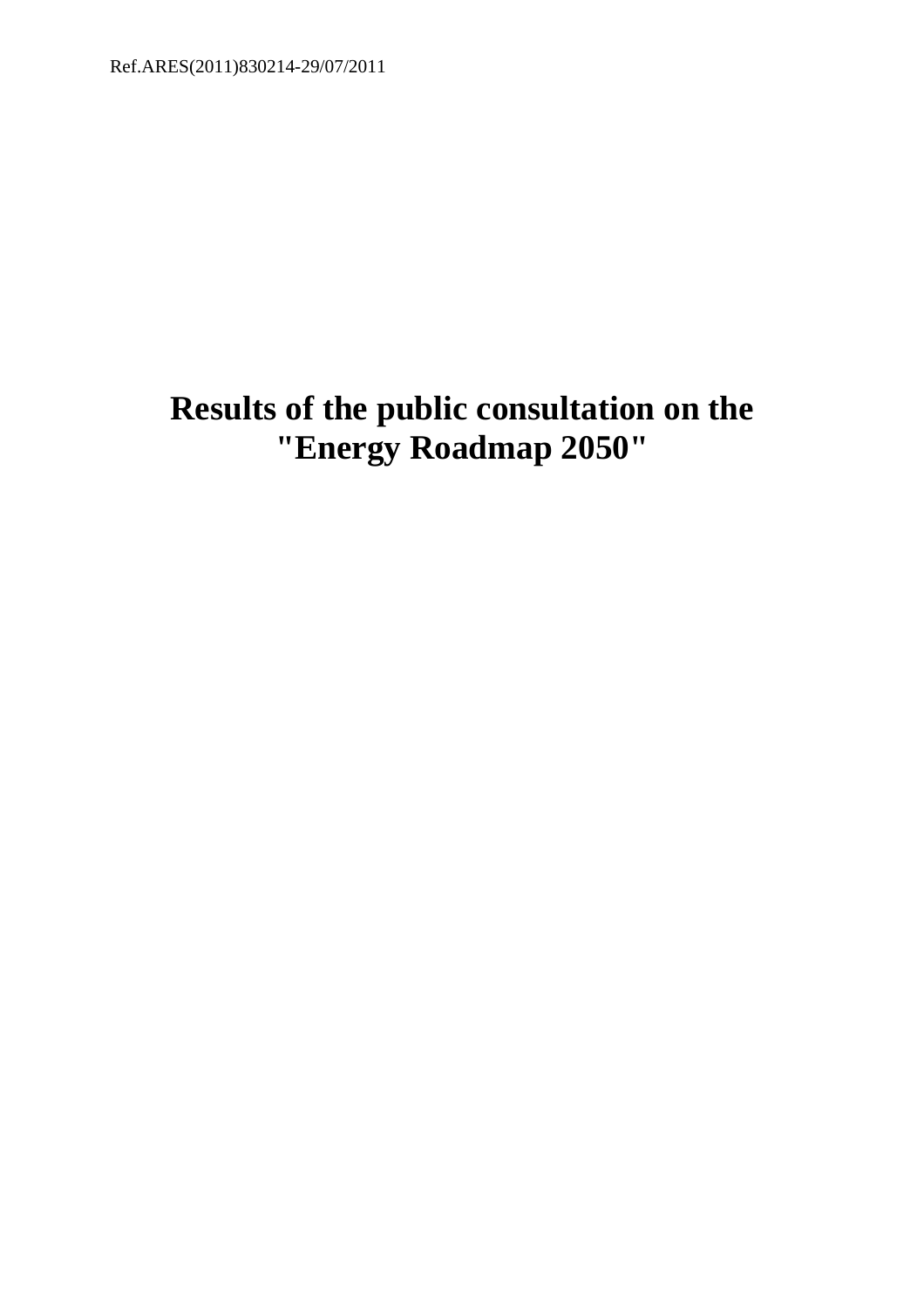Ref.ARES(2011)830214-29/07/2011

# Results of the public consultation on the "Energy Roadmap 2050"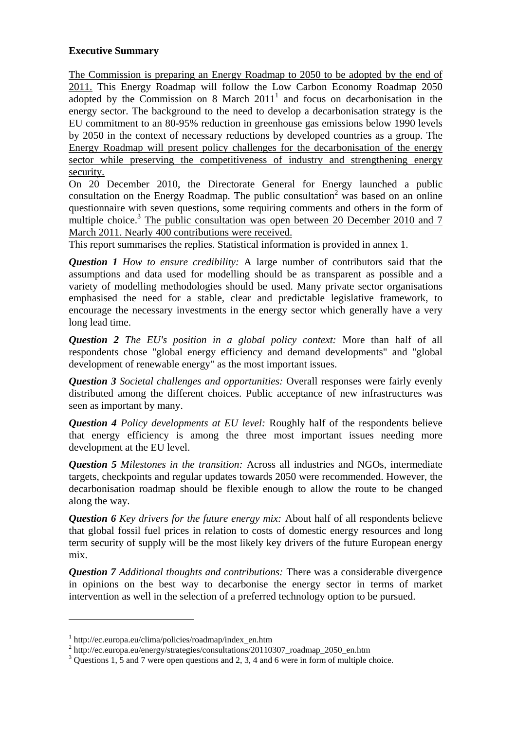**Executive Summary**

The Commission is preparing an Energy Roadmap to 2050 to be adopted by the end of 2011. This Energy Roadmap will follow the Low Carbon Economy Roadmap 2050 adopted by the Commission on 8 March 2011[1] and focus on decarbonisation in the energy sector. The background to the need to develop a decarbonisation strategy is the EU commitment to an 80-95% reduction in greenhouse gas emissions below 1990 levels by 2050 in the context of necessary reductions by developed countries as a group. The Energy Roadmap will present policy challenges for the decarbonisation of the energy sector while preserving the competitiveness of industry and strengthening energy security.

On 20 December 2010, the Directorate General for Energy launched a public consultation on the Energy Roadmap. The public consultation[2] was based on an online questionnaire with seven questions, some requiring comments and others in the form of multiple choice.[3] The public consultation was open between 20 December 2010 and 7 March 2011. Nearly 400 contributions were received.

This report summarises the replies. Statistical information is provided in annex 1.

***Question 1*** *How to ensure credibility:* A large number of contributors said that the assumptions and data used for modelling should be as transparent as possible and a variety of modelling methodologies should be used. Many private sector organisations emphasised the need for a stable, clear and predictable legislative framework, to encourage the necessary investments in the energy sector which generally have a very long lead time.

***Question 2*** *The EU's position in a global policy context:* More than half of all respondents chose "global energy efficiency and demand developments" and "global development of renewable energy" as the most important issues.

***Question 3*** *Societal challenges and opportunities:* Overall responses were fairly evenly distributed among the different choices. Public acceptance of new infrastructures was seen as important by many.

***Question 4*** *Policy developments at EU level:* Roughly half of the respondents believe that energy efficiency is among the three most important issues needing more development at the EU level.

***Question 5*** *Milestones in the transition:* Across all industries and NGOs, intermediate targets, checkpoints and regular updates towards 2050 were recommended. However, the decarbonisation roadmap should be flexible enough to allow the route to be changed along the way.

***Question 6*** *Key drivers for the future energy mix:* About half of all respondents believe that global fossil fuel prices in relation to costs of domestic energy resources and long term security of supply will be the most likely key drivers of the future European energy mix.

***Question 7*** *Additional thoughts and contributions:* There was a considerable divergence in opinions on the best way to decarbonise the energy sector in terms of market intervention as well in the selection of a preferred technology option to be pursued.

---

[1] http://ec.europa.eu/clima/policies/roadmap/index_en.htm

[2] http://ec.europa.eu/energy/strategies/consultations/20110307_roadmap_2050_en.htm

[3] Questions 1, 5 and 7 were open questions and 2, 3, 4 and 6 were in form of multiple choice.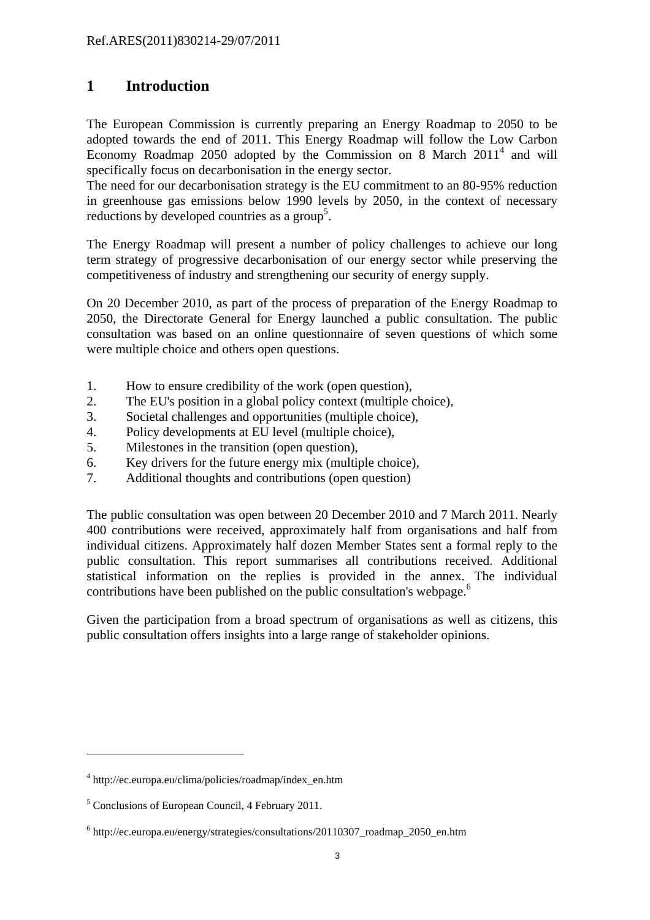Ref.ARES(2011)830214-29/07/2011

# 1 Introduction

The European Commission is currently preparing an Energy Roadmap to 2050 to be adopted towards the end of 2011. This Energy Roadmap will follow the Low Carbon Economy Roadmap 2050 adopted by the Commission on 8 March 2011[4] and will specifically focus on decarbonisation in the energy sector.
The need for our decarbonisation strategy is the EU commitment to an 80-95% reduction in greenhouse gas emissions below 1990 levels by 2050, in the context of necessary reductions by developed countries as a group[5].

The Energy Roadmap will present a number of policy challenges to achieve our long term strategy of progressive decarbonisation of our energy sector while preserving the competitiveness of industry and strengthening our security of energy supply.

On 20 December 2010, as part of the process of preparation of the Energy Roadmap to 2050, the Directorate General for Energy launched a public consultation. The public consultation was based on an online questionnaire of seven questions of which some were multiple choice and others open questions.

1. How to ensure credibility of the work (open question),
2. The EU's position in a global policy context (multiple choice),
3. Societal challenges and opportunities (multiple choice),
4. Policy developments at EU level (multiple choice),
5. Milestones in the transition (open question),
6. Key drivers for the future energy mix (multiple choice),
7. Additional thoughts and contributions (open question)

The public consultation was open between 20 December 2010 and 7 March 2011. Nearly 400 contributions were received, approximately half from organisations and half from individual citizens. Approximately half dozen Member States sent a formal reply to the public consultation. This report summarises all contributions received. Additional statistical information on the replies is provided in the annex. The individual contributions have been published on the public consultation's webpage.[6]

Given the participation from a broad spectrum of organisations as well as citizens, this public consultation offers insights into a large range of stakeholder opinions.

---

[4] http://ec.europa.eu/clima/policies/roadmap/index_en.htm

[5] Conclusions of European Council, 4 February 2011.

[6] http://ec.europa.eu/energy/strategies/consultations/20110307_roadmap_2050_en.htm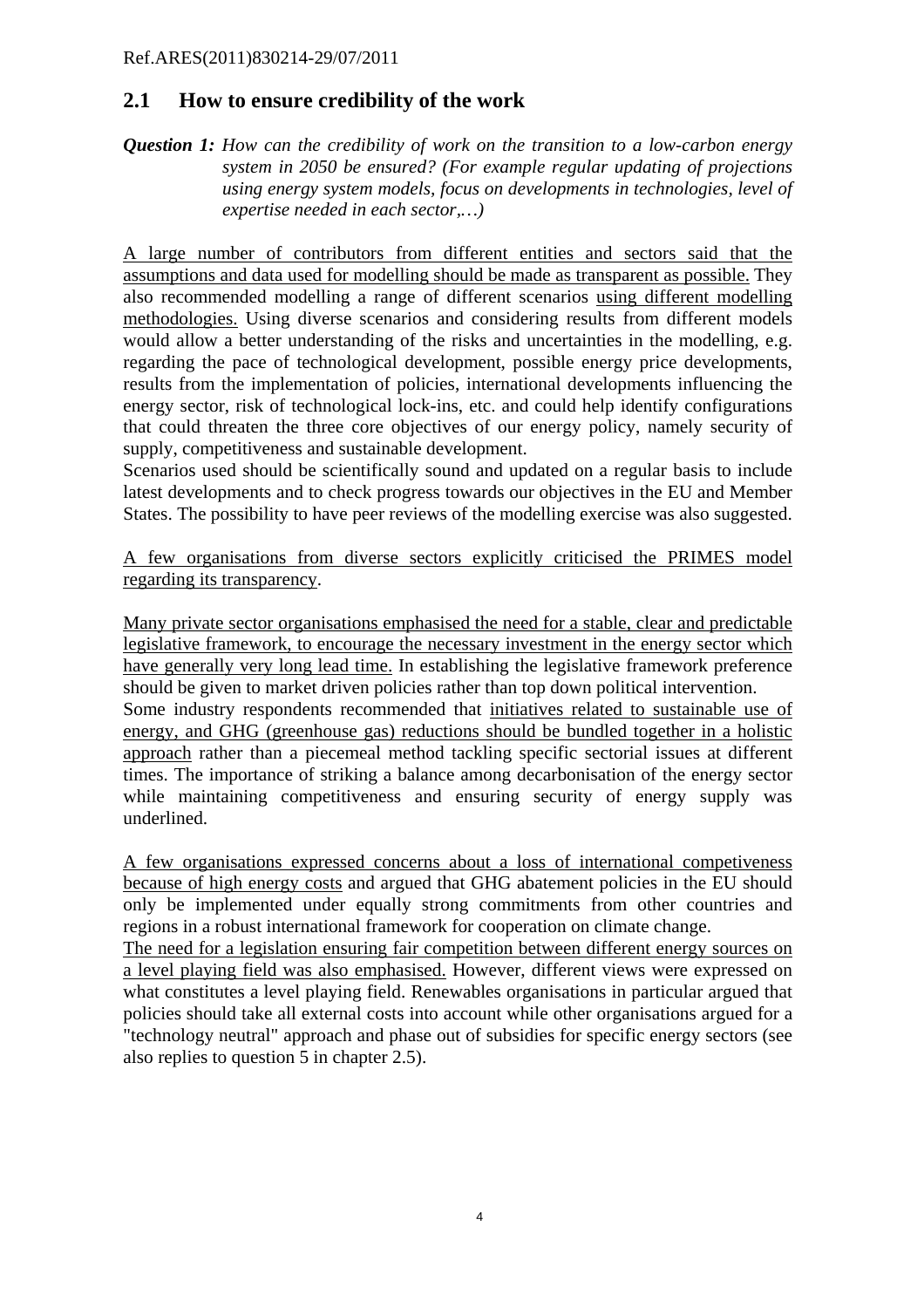Ref.ARES(2011)830214-29/07/2011

## 2.1 How to ensure credibility of the work

***Question 1:*** *How can the credibility of work on the transition to a low-carbon energy system in 2050 be ensured? (For example regular updating of projections using energy system models, focus on developments in technologies, level of expertise needed in each sector,…)*

<u>A large number of contributors from different entities and sectors said that the assumptions and data used for modelling should be made as transparent as possible.</u> They also recommended modelling a range of different scenarios <u>using different modelling methodologies.</u> Using diverse scenarios and considering results from different models would allow a better understanding of the risks and uncertainties in the modelling, e.g. regarding the pace of technological development, possible energy price developments, results from the implementation of policies, international developments influencing the energy sector, risk of technological lock-ins, etc. and could help identify configurations that could threaten the three core objectives of our energy policy, namely security of supply, competitiveness and sustainable development.
Scenarios used should be scientifically sound and updated on a regular basis to include latest developments and to check progress towards our objectives in the EU and Member States. The possibility to have peer reviews of the modelling exercise was also suggested.

<u>A few organisations from diverse sectors explicitly criticised the PRIMES model regarding its transparency</u>.

<u>Many private sector organisations emphasised the need for a stable, clear and predictable legislative framework, to encourage the necessary investment in the energy sector which have generally very long lead time.</u> In establishing the legislative framework preference should be given to market driven policies rather than top down political intervention.
Some industry respondents recommended that <u>initiatives related to sustainable use of energy, and GHG (greenhouse gas) reductions should be bundled together in a holistic approach</u> rather than a piecemeal method tackling specific sectorial issues at different times. The importance of striking a balance among decarbonisation of the energy sector while maintaining competitiveness and ensuring security of energy supply was underlined.

<u>A few organisations expressed concerns about a loss of international competiveness because of high energy costs</u> and argued that GHG abatement policies in the EU should only be implemented under equally strong commitments from other countries and regions in a robust international framework for cooperation on climate change.
<u>The need for a legislation ensuring fair competition between different energy sources on a level playing field was also emphasised.</u> However, different views were expressed on what constitutes a level playing field. Renewables organisations in particular argued that policies should take all external costs into account while other organisations argued for a "technology neutral" approach and phase out of subsidies for specific energy sectors (see also replies to question 5 in chapter 2.5).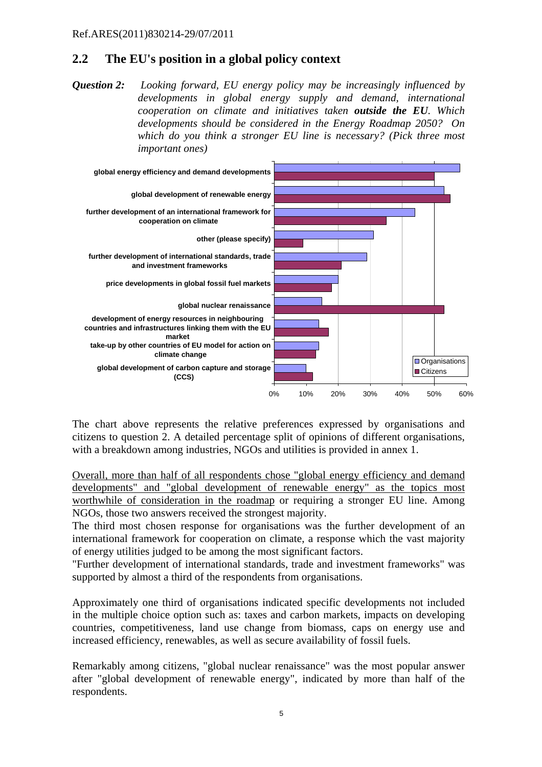Ref.ARES(2011)830214-29/07/2011

## 2.2 The EU's position in a global policy context

***Question 2:*** *Looking forward, EU energy policy may be increasingly influenced by developments in global energy supply and demand, international cooperation on climate and initiatives taken* ***outside the EU****. Which developments should be considered in the Energy Roadmap 2050? On which do you think a stronger EU line is necessary? (Pick three most important ones)*

The chart above represents the relative preferences expressed by organisations and citizens to question 2. A detailed percentage split of opinions of different organisations, with a breakdown among industries, NGOs and utilities is provided in annex 1.

Overall, more than half of all respondents chose "global energy efficiency and demand developments" and "global development of renewable energy" as the topics most worthwhile of consideration in the roadmap or requiring a stronger EU line. Among NGOs, those two answers received the strongest majority.

The third most chosen response for organisations was the further development of an international framework for cooperation on climate, a response which the vast majority of energy utilities judged to be among the most significant factors.

"Further development of international standards, trade and investment frameworks" was supported by almost a third of the respondents from organisations.

Approximately one third of organisations indicated specific developments not included in the multiple choice option such as: taxes and carbon markets, impacts on developing countries, competitiveness, land use change from biomass, caps on energy use and increased efficiency, renewables, as well as secure availability of fossil fuels.

Remarkably among citizens, "global nuclear renaissance" was the most popular answer after "global development of renewable energy", indicated by more than half of the respondents.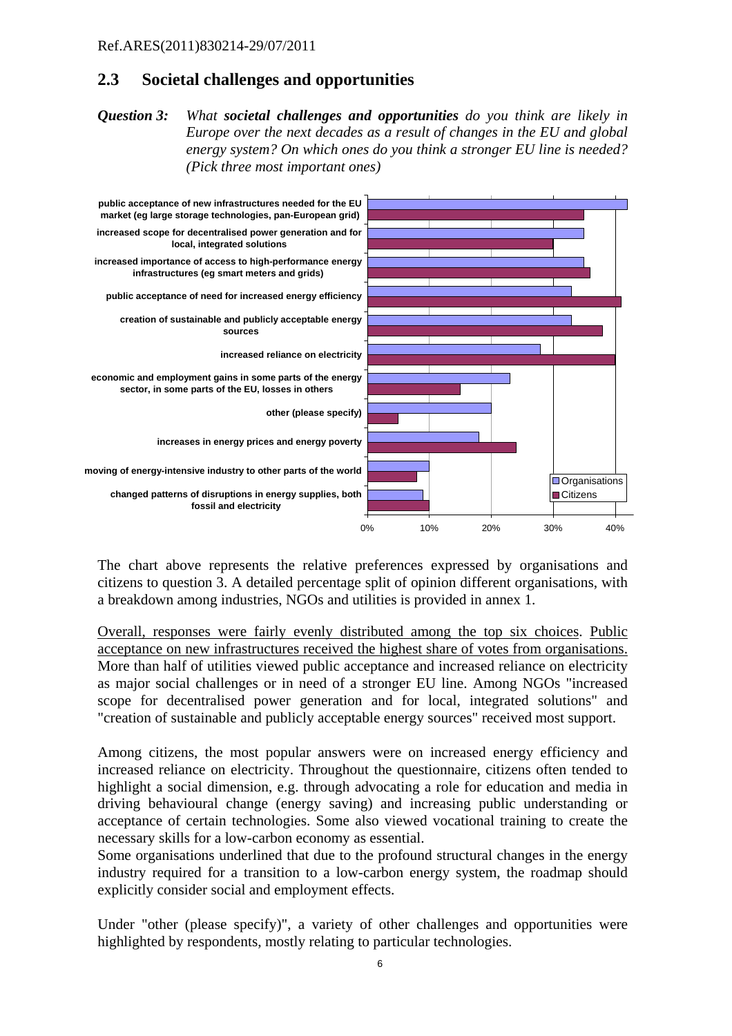## 2.3 Societal challenges and opportunities

***Question 3:*** *What* ***societal challenges and opportunities*** *do you think are likely in Europe over the next decades as a result of changes in the EU and global energy system? On which ones do you think a stronger EU line is needed? (Pick three most important ones)*

The chart above represents the relative preferences expressed by organisations and citizens to question 3. A detailed percentage split of opinion different organisations, with a breakdown among industries, NGOs and utilities is provided in annex 1.

Overall, responses were fairly evenly distributed among the top six choices. Public acceptance on new infrastructures received the highest share of votes from organisations. More than half of utilities viewed public acceptance and increased reliance on electricity as major social challenges or in need of a stronger EU line. Among NGOs "increased scope for decentralised power generation and for local, integrated solutions" and "creation of sustainable and publicly acceptable energy sources" received most support.

Among citizens, the most popular answers were on increased energy efficiency and increased reliance on electricity. Throughout the questionnaire, citizens often tended to highlight a social dimension, e.g. through advocating a role for education and media in driving behavioural change (energy saving) and increasing public understanding or acceptance of certain technologies. Some also viewed vocational training to create the necessary skills for a low-carbon economy as essential.

Some organisations underlined that due to the profound structural changes in the energy industry required for a transition to a low-carbon energy system, the roadmap should explicitly consider social and employment effects.

Under "other (please specify)", a variety of other challenges and opportunities were highlighted by respondents, mostly relating to particular technologies.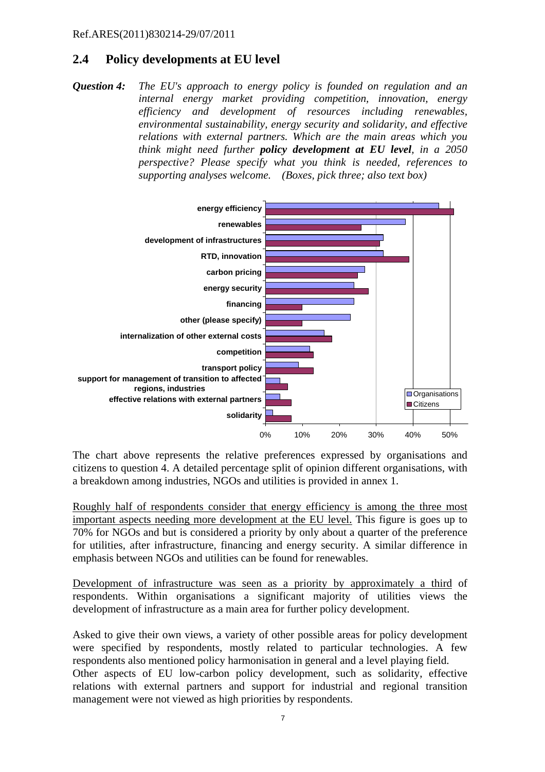## 2.4 Policy developments at EU level

***Question 4:*** *The EU's approach to energy policy is founded on regulation and an internal energy market providing competition, innovation, energy efficiency and development of resources including renewables, environmental sustainability, energy security and solidarity, and effective relations with external partners. Which are the main areas which you think might need further* ***policy development at EU level****, in a 2050 perspective? Please specify what you think is needed, references to supporting analyses welcome. (Boxes, pick three; also text box)*

The chart above represents the relative preferences expressed by organisations and citizens to question 4. A detailed percentage split of opinion different organisations, with a breakdown among industries, NGOs and utilities is provided in annex 1.

Roughly half of respondents consider that energy efficiency is among the three most important aspects needing more development at the EU level. This figure is goes up to 70% for NGOs and but is considered a priority by only about a quarter of the preference for utilities, after infrastructure, financing and energy security. A similar difference in emphasis between NGOs and utilities can be found for renewables.

Development of infrastructure was seen as a priority by approximately a third of respondents. Within organisations a significant majority of utilities views the development of infrastructure as a main area for further policy development.

Asked to give their own views, a variety of other possible areas for policy development were specified by respondents, mostly related to particular technologies. A few respondents also mentioned policy harmonisation in general and a level playing field.
Other aspects of EU low-carbon policy development, such as solidarity, effective relations with external partners and support for industrial and regional transition management were not viewed as high priorities by respondents.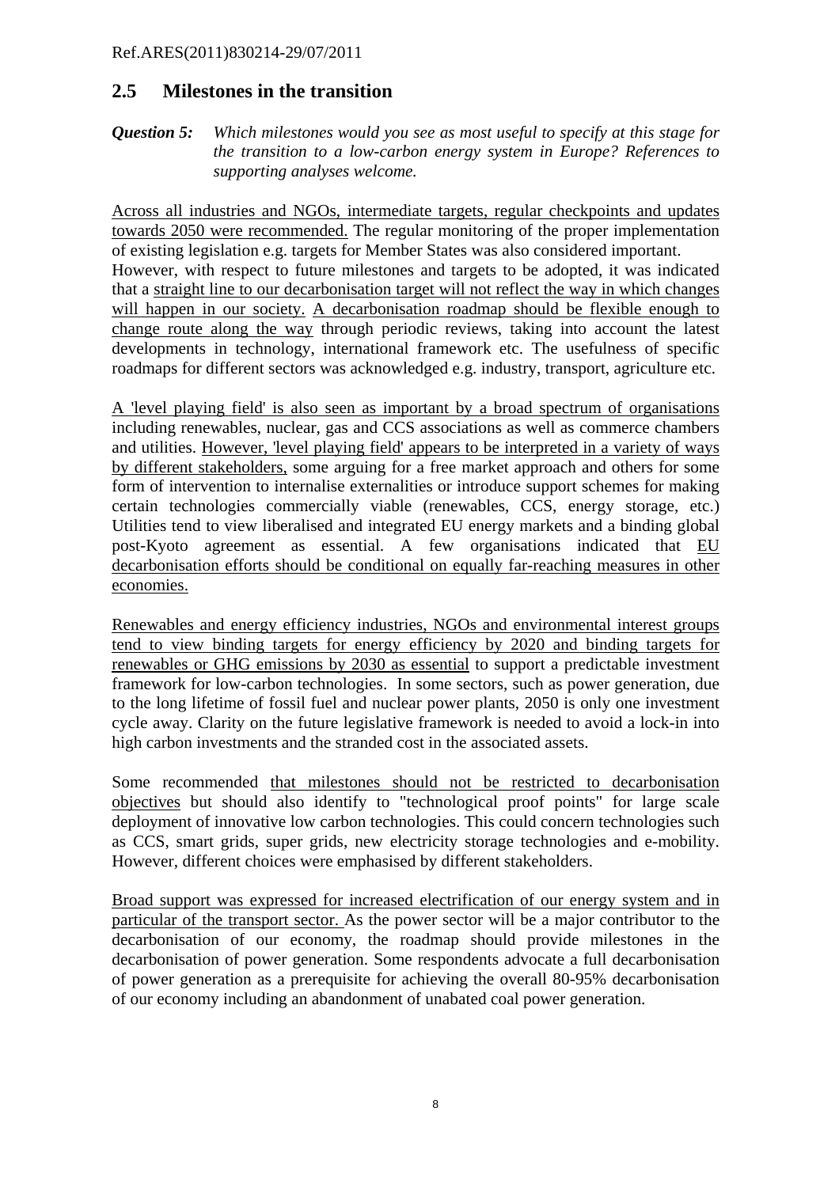## 2.5 Milestones in the transition

***Question 5:*** *Which milestones would you see as most useful to specify at this stage for the transition to a low-carbon energy system in Europe? References to supporting analyses welcome.*

Across all industries and NGOs, intermediate targets, regular checkpoints and updates towards 2050 were recommended. The regular monitoring of the proper implementation of existing legislation e.g. targets for Member States was also considered important. However, with respect to future milestones and targets to be adopted, it was indicated that a straight line to our decarbonisation target will not reflect the way in which changes will happen in our society. A decarbonisation roadmap should be flexible enough to change route along the way through periodic reviews, taking into account the latest developments in technology, international framework etc. The usefulness of specific roadmaps for different sectors was acknowledged e.g. industry, transport, agriculture etc.

A 'level playing field' is also seen as important by a broad spectrum of organisations including renewables, nuclear, gas and CCS associations as well as commerce chambers and utilities. However, 'level playing field' appears to be interpreted in a variety of ways by different stakeholders, some arguing for a free market approach and others for some form of intervention to internalise externalities or introduce support schemes for making certain technologies commercially viable (renewables, CCS, energy storage, etc.) Utilities tend to view liberalised and integrated EU energy markets and a binding global post-Kyoto agreement as essential. A few organisations indicated that EU decarbonisation efforts should be conditional on equally far-reaching measures in other economies.

Renewables and energy efficiency industries, NGOs and environmental interest groups tend to view binding targets for energy efficiency by 2020 and binding targets for renewables or GHG emissions by 2030 as essential to support a predictable investment framework for low-carbon technologies. In some sectors, such as power generation, due to the long lifetime of fossil fuel and nuclear power plants, 2050 is only one investment cycle away. Clarity on the future legislative framework is needed to avoid a lock-in into high carbon investments and the stranded cost in the associated assets.

Some recommended that milestones should not be restricted to decarbonisation objectives but should also identify to "technological proof points" for large scale deployment of innovative low carbon technologies. This could concern technologies such as CCS, smart grids, super grids, new electricity storage technologies and e-mobility. However, different choices were emphasised by different stakeholders.

Broad support was expressed for increased electrification of our energy system and in particular of the transport sector. As the power sector will be a major contributor to the decarbonisation of our economy, the roadmap should provide milestones in the decarbonisation of power generation. Some respondents advocate a full decarbonisation of power generation as a prerequisite for achieving the overall 80-95% decarbonisation of our economy including an abandonment of unabated coal power generation.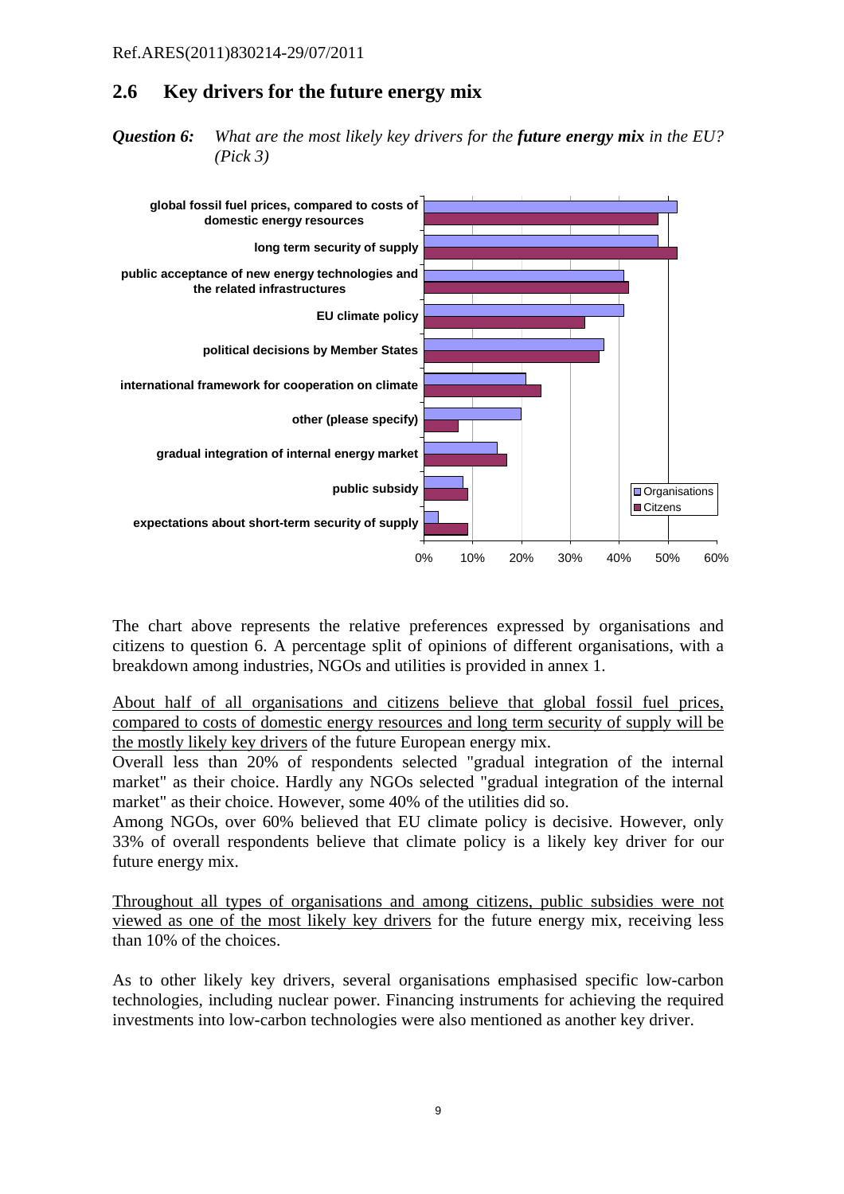Ref.ARES(2011)830214-29/07/2011

## 2.6 Key drivers for the future energy mix

***Question 6:*** *What are the most likely key drivers for the **future energy mix** in the EU? (Pick 3)*

The chart above represents the relative preferences expressed by organisations and citizens to question 6. A percentage split of opinions of different organisations, with a breakdown among industries, NGOs and utilities is provided in annex 1.

<u>About half of all organisations and citizens believe that global fossil fuel prices, compared to costs of domestic energy resources and long term security of supply will be the mostly likely key drivers</u> of the future European energy mix.

Overall less than 20% of respondents selected "gradual integration of the internal market" as their choice. Hardly any NGOs selected "gradual integration of the internal market" as their choice. However, some 40% of the utilities did so.

Among NGOs, over 60% believed that EU climate policy is decisive. However, only 33% of overall respondents believe that climate policy is a likely key driver for our future energy mix.

<u>Throughout all types of organisations and among citizens, public subsidies were not viewed as one of the most likely key drivers</u> for the future energy mix, receiving less than 10% of the choices.

As to other likely key drivers, several organisations emphasised specific low-carbon technologies, including nuclear power. Financing instruments for achieving the required investments into low-carbon technologies were also mentioned as another key driver.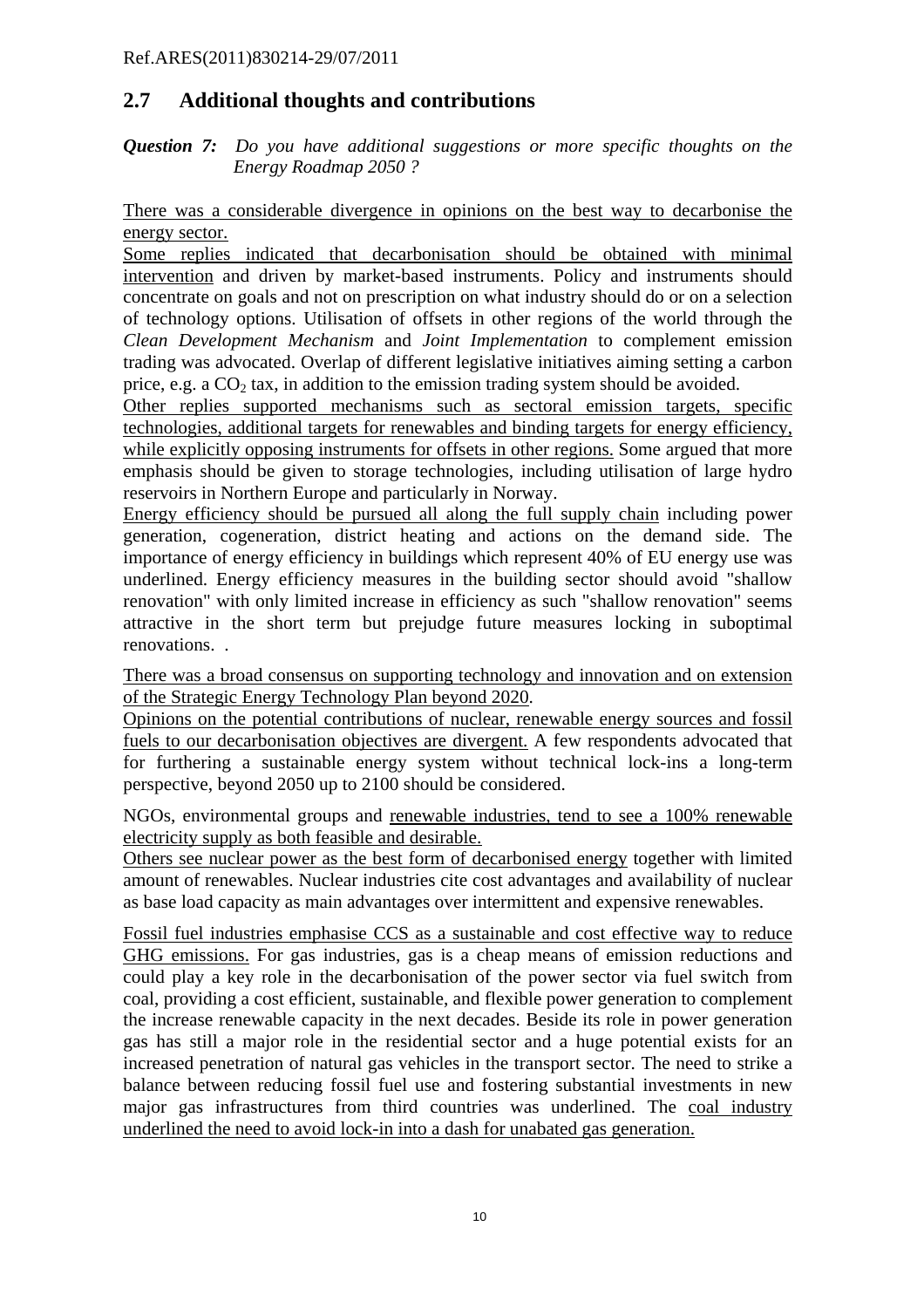Ref.ARES(2011)830214-29/07/2011

## 2.7 Additional thoughts and contributions

***Question 7:*** *Do you have additional suggestions or more specific thoughts on the Energy Roadmap 2050 ?*

There was a considerable divergence in opinions on the best way to decarbonise the energy sector.

Some replies indicated that decarbonisation should be obtained with minimal intervention and driven by market-based instruments. Policy and instruments should concentrate on goals and not on prescription on what industry should do or on a selection of technology options. Utilisation of offsets in other regions of the world through the *Clean Development Mechanism* and *Joint Implementation* to complement emission trading was advocated. Overlap of different legislative initiatives aiming setting a carbon price, e.g. a $CO_2$ tax, in addition to the emission trading system should be avoided.

Other replies supported mechanisms such as sectoral emission targets, specific technologies, additional targets for renewables and binding targets for energy efficiency, while explicitly opposing instruments for offsets in other regions. Some argued that more emphasis should be given to storage technologies, including utilisation of large hydro reservoirs in Northern Europe and particularly in Norway.

Energy efficiency should be pursued all along the full supply chain including power generation, cogeneration, district heating and actions on the demand side. The importance of energy efficiency in buildings which represent 40% of EU energy use was underlined. Energy efficiency measures in the building sector should avoid "shallow renovation" with only limited increase in efficiency as such "shallow renovation" seems attractive in the short term but prejudge future measures locking in suboptimal renovations. .

There was a broad consensus on supporting technology and innovation and on extension of the Strategic Energy Technology Plan beyond 2020.

Opinions on the potential contributions of nuclear, renewable energy sources and fossil fuels to our decarbonisation objectives are divergent. A few respondents advocated that for furthering a sustainable energy system without technical lock-ins a long-term perspective, beyond 2050 up to 2100 should be considered.

NGOs, environmental groups and renewable industries, tend to see a 100% renewable electricity supply as both feasible and desirable.

Others see nuclear power as the best form of decarbonised energy together with limited amount of renewables. Nuclear industries cite cost advantages and availability of nuclear as base load capacity as main advantages over intermittent and expensive renewables.

Fossil fuel industries emphasise CCS as a sustainable and cost effective way to reduce GHG emissions. For gas industries, gas is a cheap means of emission reductions and could play a key role in the decarbonisation of the power sector via fuel switch from coal, providing a cost efficient, sustainable, and flexible power generation to complement the increase renewable capacity in the next decades. Beside its role in power generation gas has still a major role in the residential sector and a huge potential exists for an increased penetration of natural gas vehicles in the transport sector. The need to strike a balance between reducing fossil fuel use and fostering substantial investments in new major gas infrastructures from third countries was underlined. The coal industry underlined the need to avoid lock-in into a dash for unabated gas generation.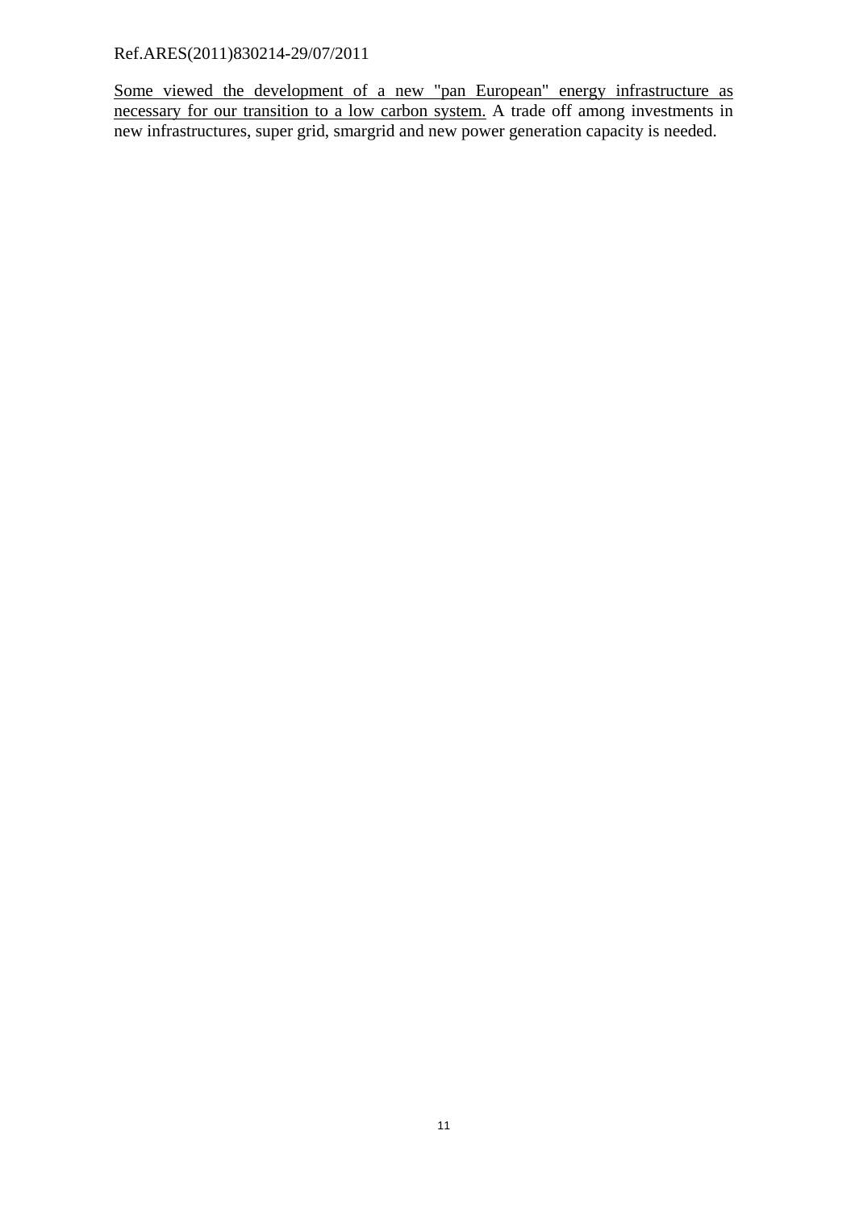Some viewed the development of a new "pan European" energy infrastructure as necessary for our transition to a low carbon system. A trade off among investments in new infrastructures, super grid, smargrid and new power generation capacity is needed.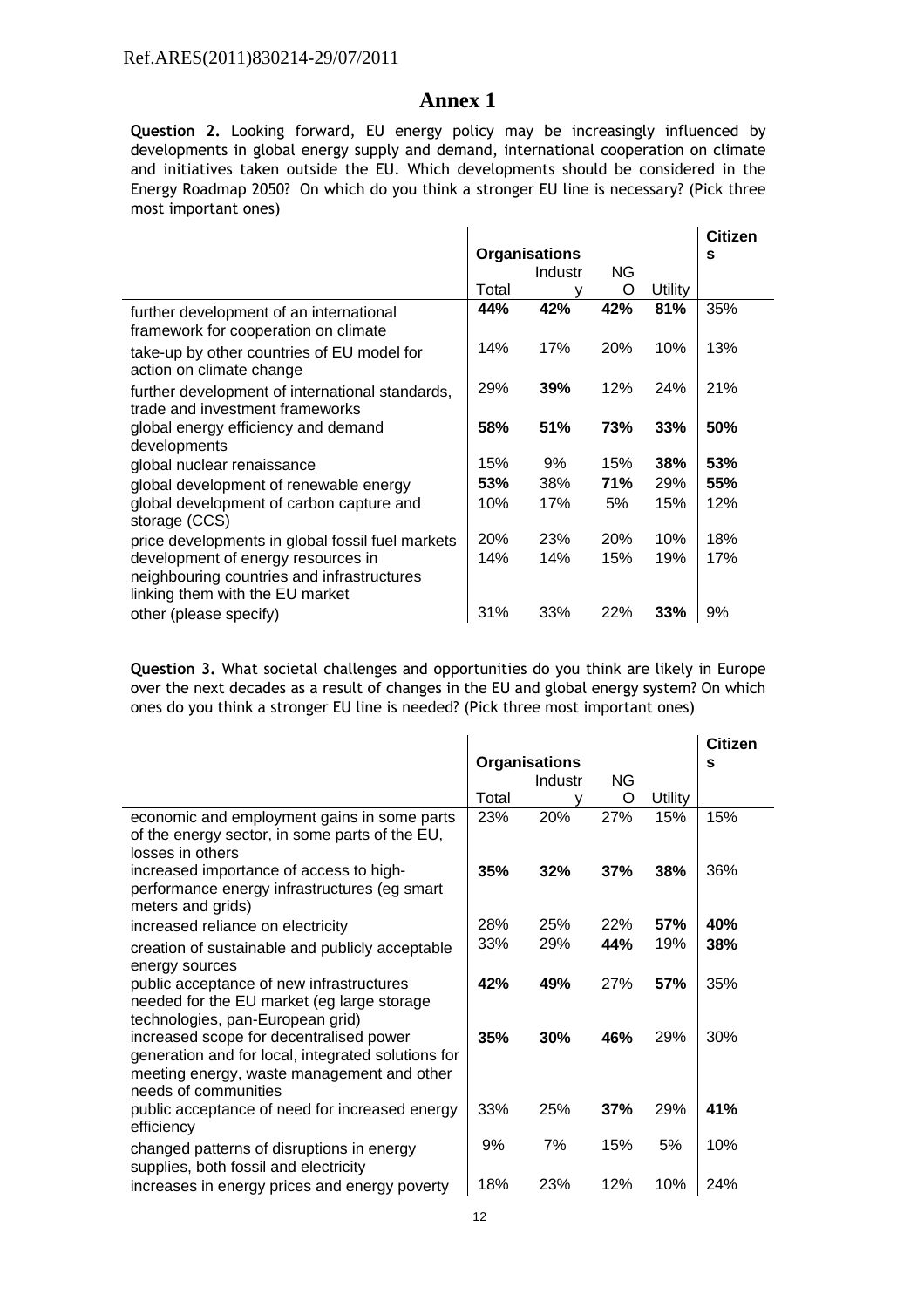Ref.ARES(2011)830214-29/07/2011

# Annex 1

**Question 2.** Looking forward, EU energy policy may be increasingly influenced by developments in global energy supply and demand, international cooperation on climate and initiatives taken outside the EU. Which developments should be considered in the Energy Roadmap 2050? On which do you think a stronger EU line is necessary? (Pick three most important ones)

| | Organisations | | | | Citizens |
|---|---|---|---|---|---|
| | Total | Industry | NGO | Utility | |
| further development of an international framework for cooperation on climate | **44%** | **42%** | **42%** | **81%** | 35% |
| take-up by other countries of EU model for action on climate change | 14% | 17% | 20% | 10% | 13% |
| further development of international standards, trade and investment frameworks | 29% | **39%** | 12% | 24% | 21% |
| global energy efficiency and demand developments | **58%** | **51%** | **73%** | **33%** | **50%** |
| global nuclear renaissance | 15% | 9% | 15% | **38%** | **53%** |
| global development of renewable energy | **53%** | 38% | **71%** | 29% | **55%** |
| global development of carbon capture and storage (CCS) | 10% | 17% | 5% | 15% | 12% |
| price developments in global fossil fuel markets | 20% | 23% | 20% | 10% | 18% |
| development of energy resources in neighbouring countries and infrastructures linking them with the EU market | 14% | 14% | 15% | 19% | 17% |
| other (please specify) | 31% | 33% | 22% | **33%** | 9% |

**Question 3.** What societal challenges and opportunities do you think are likely in Europe over the next decades as a result of changes in the EU and global energy system? On which ones do you think a stronger EU line is needed? (Pick three most important ones)

| | Organisations | | | | Citizens |
|---|---|---|---|---|---|
| | Total | Industry | NGO | Utility | |
| economic and employment gains in some parts of the energy sector, in some parts of the EU, losses in others | 23% | 20% | 27% | 15% | 15% |
| increased importance of access to high-performance energy infrastructures (eg smart meters and grids) | **35%** | **32%** | **37%** | **38%** | 36% |
| increased reliance on electricity | 28% | 25% | 22% | **57%** | **40%** |
| creation of sustainable and publicly acceptable energy sources | 33% | 29% | **44%** | 19% | **38%** |
| public acceptance of new infrastructures needed for the EU market (eg large storage technologies, pan-European grid) | **42%** | **49%** | 27% | **57%** | 35% |
| increased scope for decentralised power generation and for local, integrated solutions for meeting energy, waste management and other needs of communities | **35%** | **30%** | **46%** | 29% | 30% |
| public acceptance of need for increased energy efficiency | 33% | 25% | **37%** | 29% | **41%** |
| changed patterns of disruptions in energy supplies, both fossil and electricity | 9% | 7% | 15% | 5% | 10% |
| increases in energy prices and energy poverty | 18% | 23% | 12% | 10% | 24% |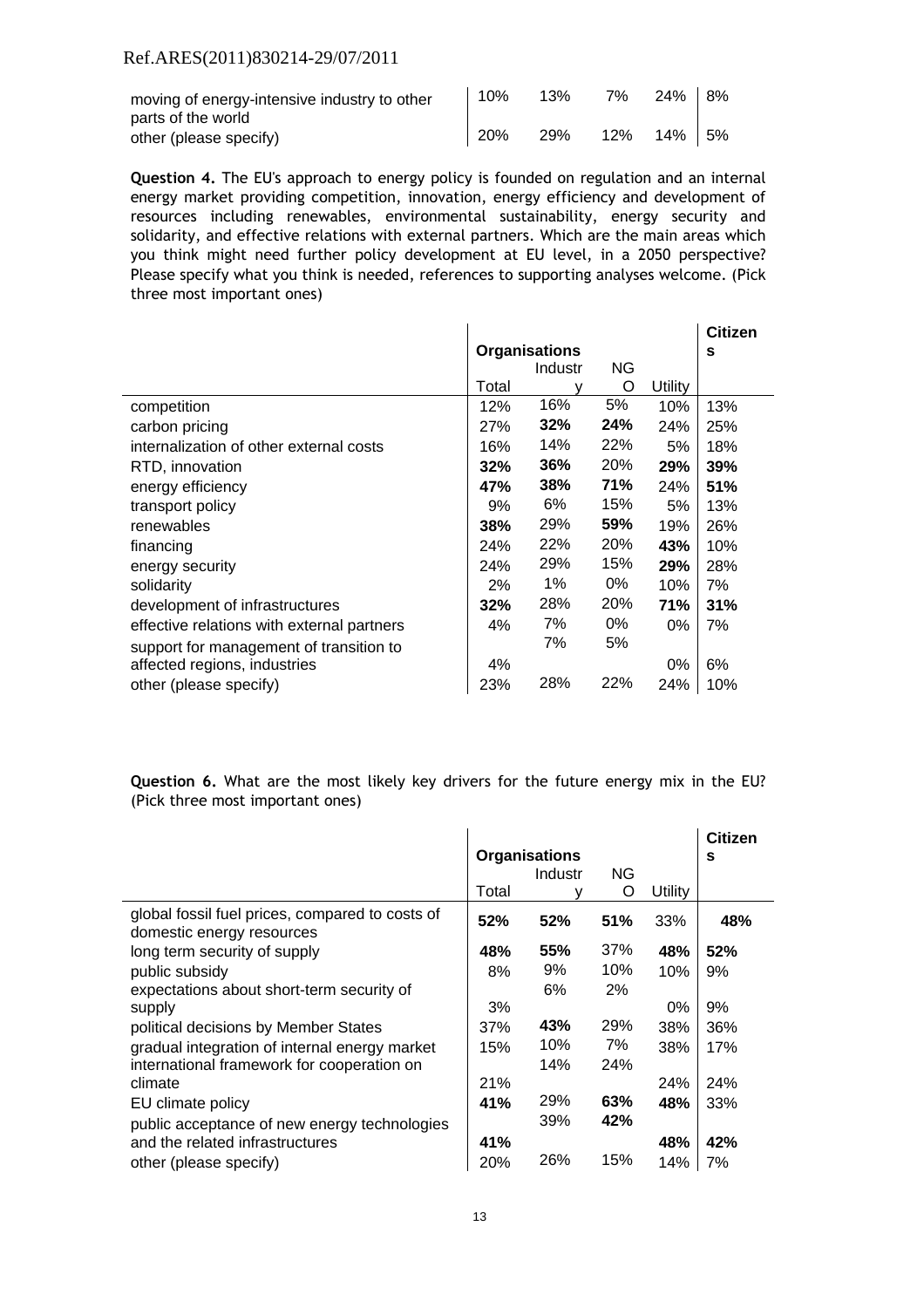| | | | | | |
|---|---|---|---|---|---|
| moving of energy-intensive industry to other parts of the world | 10% | 13% | 7% | 24% | 8% |
| other (please specify) | 20% | 29% | 12% | 14% | 5% |

**Question 4.** The EU's approach to energy policy is founded on regulation and an internal energy market providing competition, innovation, energy efficiency and development of resources including renewables, environmental sustainability, energy security and solidarity, and effective relations with external partners. Which are the main areas which you think might need further policy development at EU level, in a 2050 perspective? Please specify what you think is needed, references to supporting analyses welcome. (Pick three most important ones)

| | **Organisations** | | | | **Citizens** |
|---|---|---|---|---|---|
| | Total | Industry | NGO | Utility | |
| competition | 12% | 16% | 5% | 10% | 13% |
| carbon pricing | 27% | **32%** | **24%** | 24% | 25% |
| internalization of other external costs | 16% | 14% | 22% | 5% | 18% |
| RTD, innovation | **32%** | **36%** | 20% | **29%** | **39%** |
| energy efficiency | **47%** | **38%** | **71%** | 24% | **51%** |
| transport policy | 9% | 6% | 15% | 5% | 13% |
| renewables | **38%** | 29% | **59%** | 19% | 26% |
| financing | 24% | 22% | 20% | **43%** | 10% |
| energy security | 24% | 29% | 15% | **29%** | 28% |
| solidarity | 2% | 1% | 0% | 10% | 7% |
| development of infrastructures | **32%** | 28% | 20% | **71%** | **31%** |
| effective relations with external partners | 4% | 7% | 0% | 0% | 7% |
| support for management of transition to affected regions, industries | 4% | 7% | 5% | 0% | 6% |
| other (please specify) | 23% | 28% | 22% | 24% | 10% |

**Question 6.** What are the most likely key drivers for the future energy mix in the EU? (Pick three most important ones)

| | **Organisations** | | | | **Citizens** |
|---|---|---|---|---|---|
| | Total | Industry | NGO | Utility | |
| global fossil fuel prices, compared to costs of domestic energy resources | **52%** | **52%** | **51%** | 33% | **48%** |
| long term security of supply | **48%** | **55%** | 37% | **48%** | **52%** |
| public subsidy | 8% | 9% | 10% | 10% | 9% |
| expectations about short-term security of supply | 3% | 6% | 2% | 0% | 9% |
| political decisions by Member States | 37% | **43%** | 29% | 38% | 36% |
| gradual integration of internal energy market | 15% | 10% | 7% | 38% | 17% |
| international framework for cooperation on climate | 21% | 14% | 24% | 24% | 24% |
| EU climate policy | **41%** | 29% | **63%** | **48%** | 33% |
| public acceptance of new energy technologies and the related infrastructures | **41%** | 39% | **42%** | **48%** | **42%** |
| other (please specify) | 20% | 26% | 15% | 14% | 7% |